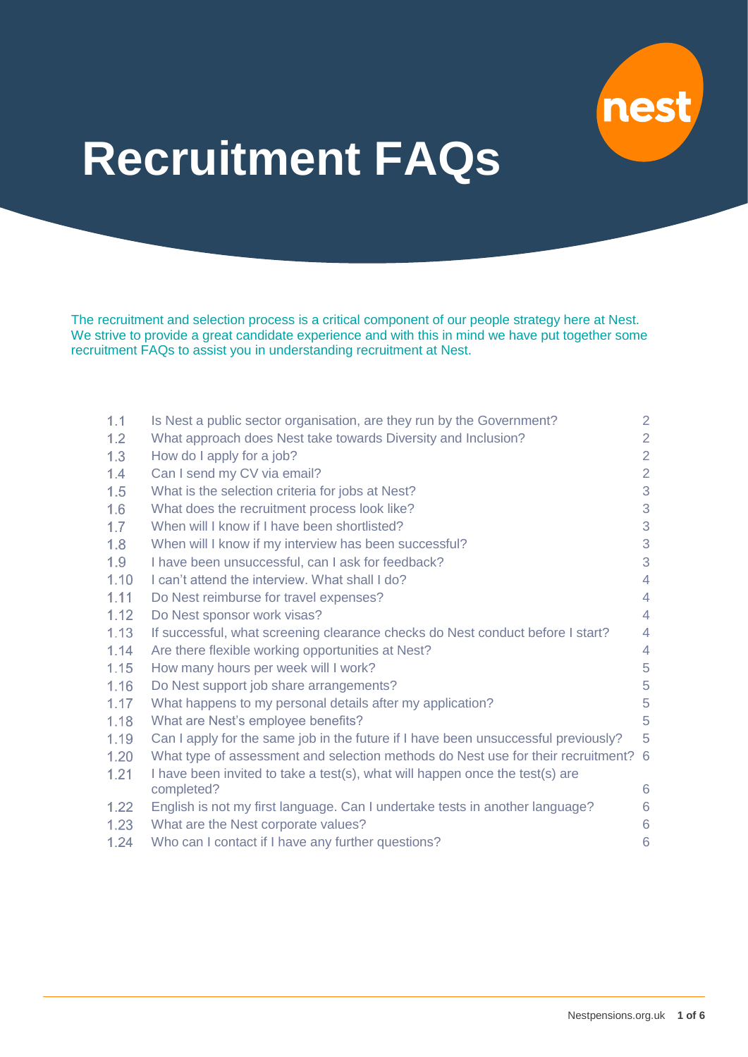# Recruitment FAQs

The recruitment and selection process is a critical component of our people strategy here at Nest. We strive to provide a great candidate experience and with this in mind we have put together some recruitment FAQs to assist you in understanding recruitment at Nest.

| | | |
|---|---|---|
| 1.1 | Is Nest a public sector organisation, are they run by the Government? | 2 |
| 1.2 | What approach does Nest take towards Diversity and Inclusion? | 2 |
| 1.3 | How do I apply for a job? | 2 |
| 1.4 | Can I send my CV via email? | 2 |
| 1.5 | What is the selection criteria for jobs at Nest? | 3 |
| 1.6 | What does the recruitment process look like? | 3 |
| 1.7 | When will I know if I have been shortlisted? | 3 |
| 1.8 | When will I know if my interview has been successful? | 3 |
| 1.9 | I have been unsuccessful, can I ask for feedback? | 3 |
| 1.10 | I can't attend the interview. What shall I do? | 4 |
| 1.11 | Do Nest reimburse for travel expenses? | 4 |
| 1.12 | Do Nest sponsor work visas? | 4 |
| 1.13 | If successful, what screening clearance checks do Nest conduct before I start? | 4 |
| 1.14 | Are there flexible working opportunities at Nest? | 4 |
| 1.15 | How many hours per week will I work? | 5 |
| 1.16 | Do Nest support job share arrangements? | 5 |
| 1.17 | What happens to my personal details after my application? | 5 |
| 1.18 | What are Nest's employee benefits? | 5 |
| 1.19 | Can I apply for the same job in the future if I have been unsuccessful previously? | 5 |
| 1.20 | What type of assessment and selection methods do Nest use for their recruitment? | 6 |
| 1.21 | I have been invited to take a test(s), what will happen once the test(s) are completed? | 6 |
| 1.22 | English is not my first language. Can I undertake tests in another language? | 6 |
| 1.23 | What are the Nest corporate values? | 6 |
| 1.24 | Who can I contact if I have any further questions? | 6 |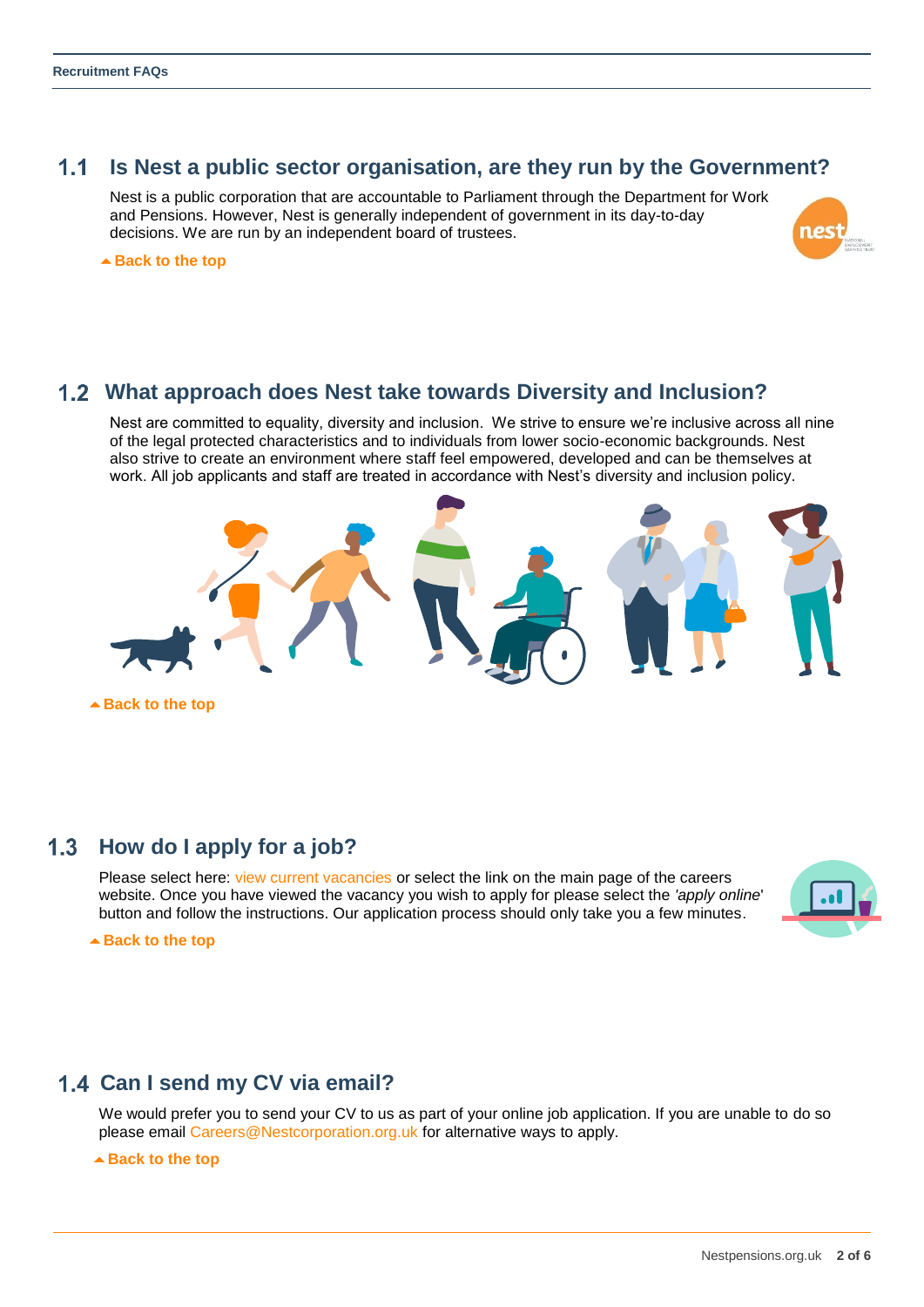## 1.1 Is Nest a public sector organisation, are they run by the Government?

Nest is a public corporation that are accountable to Parliament through the Department for Work and Pensions. However, Nest is generally independent of government in its day-to-day decisions. We are run by an independent board of trustees.

Back to the top

## 1.2 What approach does Nest take towards Diversity and Inclusion?

Nest are committed to equality, diversity and inclusion. We strive to ensure we're inclusive across all nine of the legal protected characteristics and to individuals from lower socio-economic backgrounds. Nest also strive to create an environment where staff feel empowered, developed and can be themselves at work. All job applicants and staff are treated in accordance with Nest's diversity and inclusion policy.

Back to the top

## 1.3 How do I apply for a job?

Please select here: view current vacancies or select the link on the main page of the careers website. Once you have viewed the vacancy you wish to apply for please select the *'apply online'* button and follow the instructions. Our application process should only take you a few minutes.

Back to the top

## 1.4 Can I send my CV via email?

We would prefer you to send your CV to us as part of your online job application. If you are unable to do so please email Careers@Nestcorporation.org.uk for alternative ways to apply.

Back to the top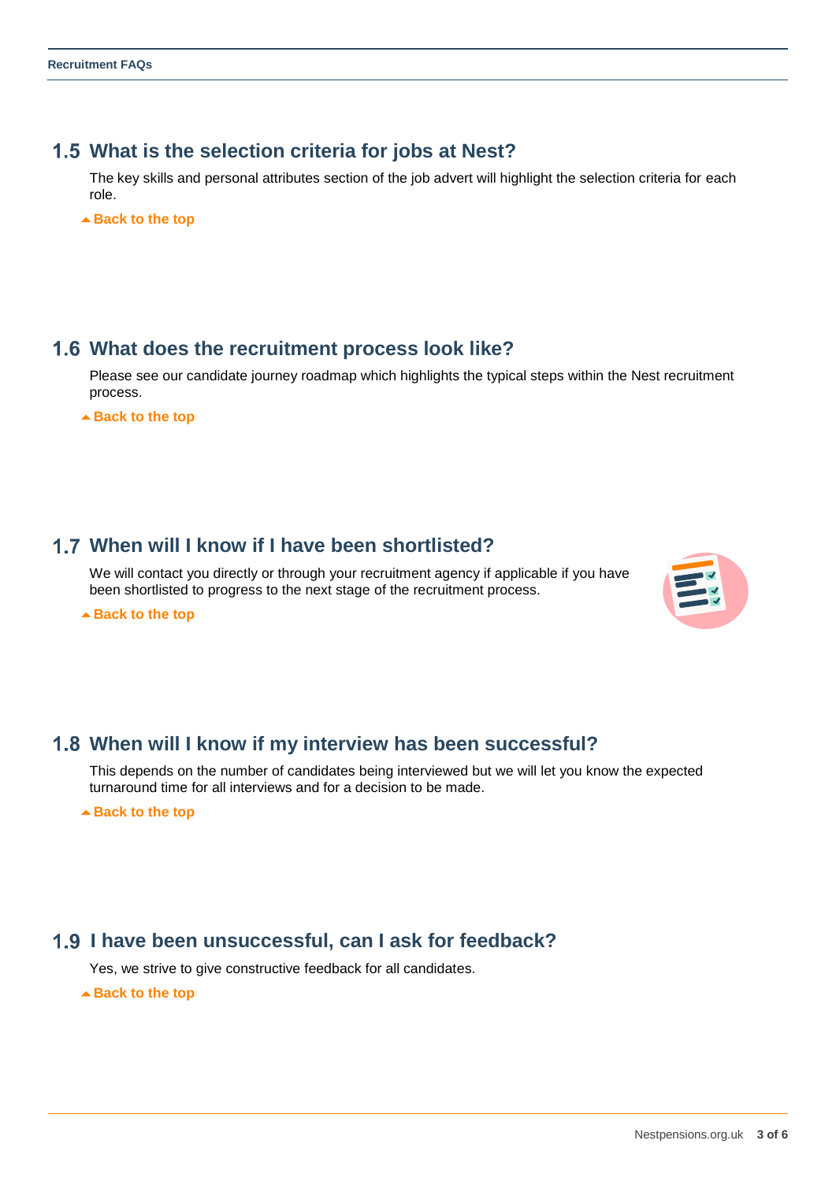## 1.5 What is the selection criteria for jobs at Nest?

The key skills and personal attributes section of the job advert will highlight the selection criteria for each role.

Back to the top

## 1.6 What does the recruitment process look like?

Please see our candidate journey roadmap which highlights the typical steps within the Nest recruitment process.

Back to the top

## 1.7 When will I know if I have been shortlisted?

We will contact you directly or through your recruitment agency if applicable if you have been shortlisted to progress to the next stage of the recruitment process.

Back to the top

## 1.8 When will I know if my interview has been successful?

This depends on the number of candidates being interviewed but we will let you know the expected turnaround time for all interviews and for a decision to be made.

Back to the top

## 1.9 I have been unsuccessful, can I ask for feedback?

Yes, we strive to give constructive feedback for all candidates.

Back to the top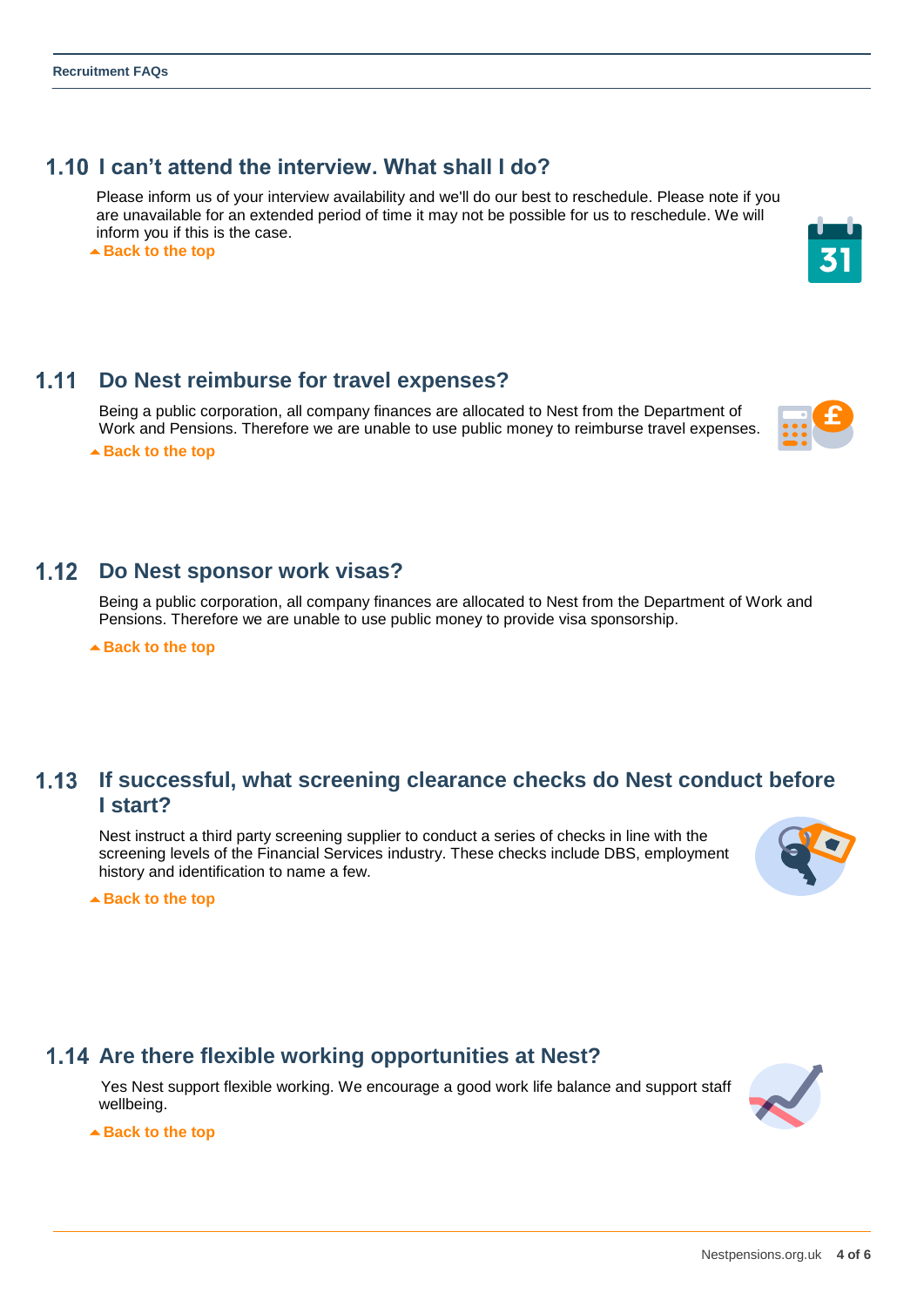## 1.10 I can't attend the interview. What shall I do?

Please inform us of your interview availability and we'll do our best to reschedule. Please note if you are unavailable for an extended period of time it may not be possible for us to reschedule. We will inform you if this is the case.

Back to the top

## 1.11 Do Nest reimburse for travel expenses?

Being a public corporation, all company finances are allocated to Nest from the Department of Work and Pensions. Therefore we are unable to use public money to reimburse travel expenses.

Back to the top

## 1.12 Do Nest sponsor work visas?

Being a public corporation, all company finances are allocated to Nest from the Department of Work and Pensions. Therefore we are unable to use public money to provide visa sponsorship.

Back to the top

## 1.13 If successful, what screening clearance checks do Nest conduct before I start?

Nest instruct a third party screening supplier to conduct a series of checks in line with the screening levels of the Financial Services industry. These checks include DBS, employment history and identification to name a few.

Back to the top

## 1.14 Are there flexible working opportunities at Nest?

Yes Nest support flexible working. We encourage a good work life balance and support staff wellbeing.

Back to the top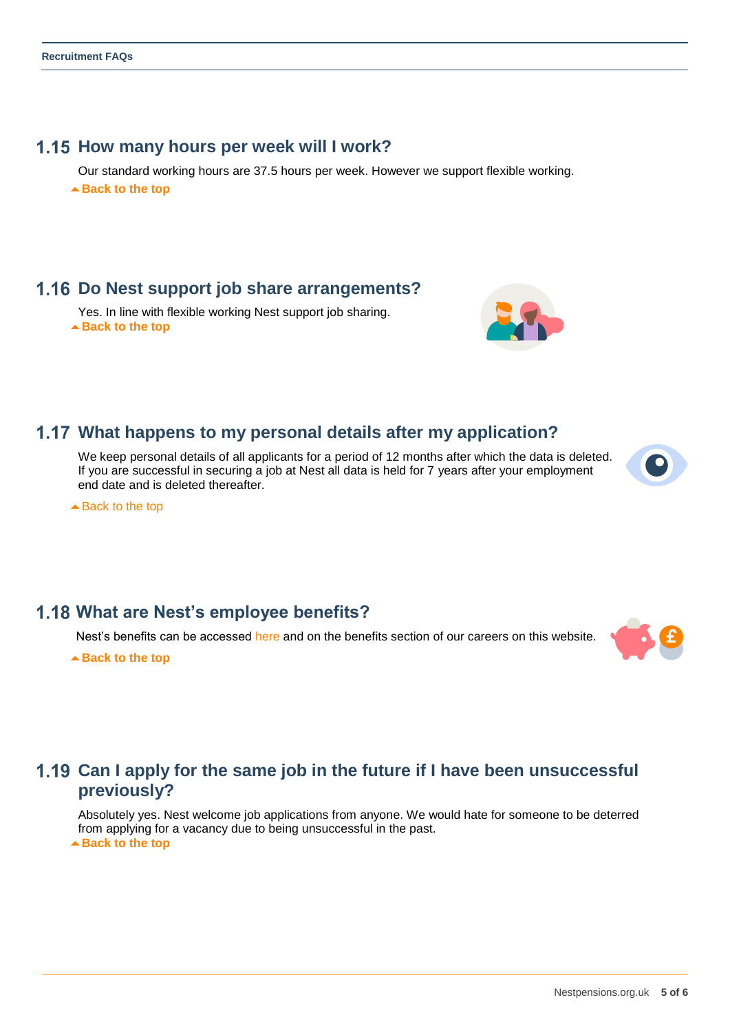## 1.15 How many hours per week will I work?

Our standard working hours are 37.5 hours per week. However we support flexible working.

**Back to the top**

## 1.16 Do Nest support job share arrangements?

Yes. In line with flexible working Nest support job sharing.

**Back to the top**

## 1.17 What happens to my personal details after my application?

We keep personal details of all applicants for a period of 12 months after which the data is deleted. If you are successful in securing a job at Nest all data is held for 7 years after your employment end date and is deleted thereafter.

Back to the top

## 1.18 What are Nest's employee benefits?

Nest's benefits can be accessed here and on the benefits section of our careers on this website.

**Back to the top**

## 1.19 Can I apply for the same job in the future if I have been unsuccessful previously?

Absolutely yes. Nest welcome job applications from anyone. We would hate for someone to be deterred from applying for a vacancy due to being unsuccessful in the past.

**Back to the top**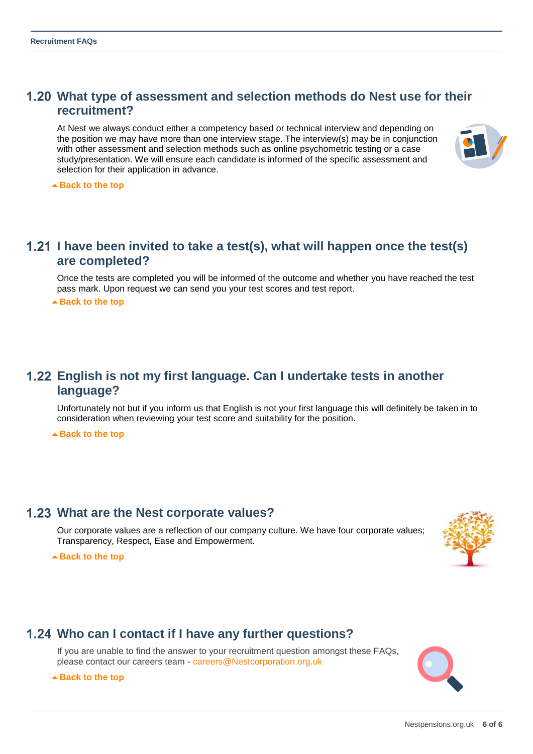## 1.20 What type of assessment and selection methods do Nest use for their recruitment?

At Nest we always conduct either a competency based or technical interview and depending on the position we may have more than one interview stage. The interview(s) may be in conjunction with other assessment and selection methods such as online psychometric testing or a case study/presentation. We will ensure each candidate is informed of the specific assessment and selection for their application in advance.

Back to the top

## 1.21 I have been invited to take a test(s), what will happen once the test(s) are completed?

Once the tests are completed you will be informed of the outcome and whether you have reached the test pass mark. Upon request we can send you your test scores and test report.

Back to the top

## 1.22 English is not my first language. Can I undertake tests in another language?

Unfortunately not but if you inform us that English is not your first language this will definitely be taken in to consideration when reviewing your test score and suitability for the position.

Back to the top

## 1.23 What are the Nest corporate values?

Our corporate values are a reflection of our company culture. We have four corporate values; Transparency, Respect, Ease and Empowerment.

Back to the top

## 1.24 Who can I contact if I have any further questions?

If you are unable to find the answer to your recruitment question amongst these FAQs, please contact our careers team - careers@Nestcorporation.org.uk

Back to the top